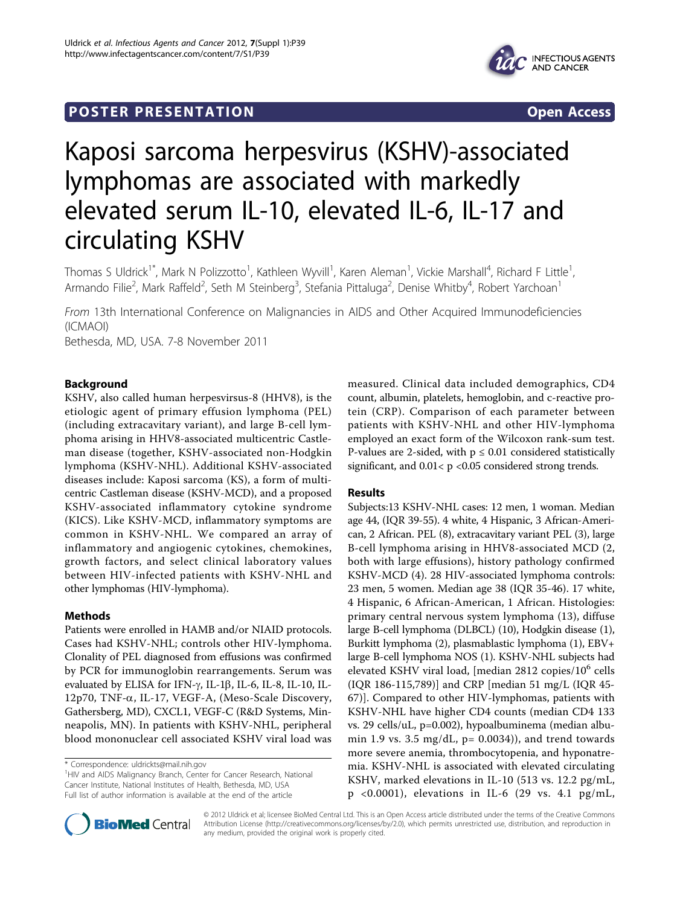POSTER PRESENTATION **Open Access**

# Kaposi sarcoma herpesvirus (KSHV)-associated lymphomas are associated with markedly elevated serum IL-10, elevated IL-6, IL-17 and circulating KSHV

Thomas S Uldrick[1*], Mark N Polizzotto[1], Kathleen Wyvill[1], Karen Aleman[1], Vickie Marshall[4], Richard F Little[1], Armando Filie[2], Mark Raffeld[2], Seth M Steinberg[3], Stefania Pittaluga[2], Denise Whitby[4], Robert Yarchoan[1]

*From* 13th International Conference on Malignancies in AIDS and Other Acquired Immunodeficiencies (ICMAOI)
Bethesda, MD, USA. 7-8 November 2011

## Background

KSHV, also called human herpesvirsus-8 (HHV8), is the etiologic agent of primary effusion lymphoma (PEL) (including extracavitary variant), and large B-cell lymphoma arising in HHV8-associated multicentric Castleman disease (together, KSHV-associated non-Hodgkin lymphoma (KSHV-NHL). Additional KSHV-associated diseases include: Kaposi sarcoma (KS), a form of multicentric Castleman disease (KSHV-MCD), and a proposed KSHV-associated inflammatory cytokine syndrome (KICS). Like KSHV-MCD, inflammatory symptoms are common in KSHV-NHL. We compared an array of inflammatory and angiogenic cytokines, chemokines, growth factors, and select clinical laboratory values between HIV-infected patients with KSHV-NHL and other lymphomas (HIV-lymphoma).

## Methods

Patients were enrolled in HAMB and/or NIAID protocols. Cases had KSHV-NHL; controls other HIV-lymphoma. Clonality of PEL diagnosed from effusions was confirmed by PCR for immunoglobin rearrangements. Serum was evaluated by ELISA for IFN-γ, IL-1β, IL-6, IL-8, IL-10, IL-12p70, TNF-α, IL-17, VEGF-A, (Meso-Scale Discovery, Gathersberg, MD), CXCL1, VEGF-C (R&D Systems, Minneapolis, MN). In patients with KSHV-NHL, peripheral blood mononuclear cell associated KSHV viral load was measured. Clinical data included demographics, CD4 count, albumin, platelets, hemoglobin, and c-reactive protein (CRP). Comparison of each parameter between patients with KSHV-NHL and other HIV-lymphoma employed an exact form of the Wilcoxon rank-sum test. P-values are 2-sided, with $p \leq 0.01$ considered statistically significant, and $0.01 < p < 0.05$ considered strong trends.

## Results

Subjects:13 KSHV-NHL cases: 12 men, 1 woman. Median age 44, (IQR 39-55). 4 white, 4 Hispanic, 3 African-American, 2 African. PEL (8), extracavitary variant PEL (3), large B-cell lymphoma arising in HHV8-associated MCD (2, both with large effusions), history pathology confirmed KSHV-MCD (4). 28 HIV-associated lymphoma controls: 23 men, 5 women. Median age 38 (IQR 35-46). 17 white, 4 Hispanic, 6 African-American, 1 African. Histologies: primary central nervous system lymphoma (13), diffuse large B-cell lymphoma (DLBCL) (10), Hodgkin disease (1), Burkitt lymphoma (2), plasmablastic lymphoma (1), EBV+ large B-cell lymphoma NOS (1). KSHV-NHL subjects had elevated KSHV viral load, [median 2812 copies/$10^6$ cells (IQR 186-115,789)] and CRP [median 51 mg/L (IQR 45-67)]. Compared to other HIV-lymphomas, patients with KSHV-NHL have higher CD4 counts (median CD4 133 vs. 29 cells/uL, p=0.002), hypoalbuminemа (median albumin 1.9 vs. 3.5 mg/dL, p= 0.0034)), and trend towards more severe anemia, thrombocytopenia, and hyponatremia. KSHV-NHL is associated with elevated circulating KSHV, marked elevations in IL-10 (513 vs. 12.2 pg/mL, p <0.0001), elevations in IL-6 (29 vs. 4.1 pg/mL,

\* Correspondence: uldrickts@mail.nih.gov
[1]HIV and AIDS Malignancy Branch, Center for Cancer Research, National Cancer Institute, National Institutes of Health, Bethesda, MD, USA
Full list of author information is available at the end of the article

© 2012 Uldrick et al; licensee BioMed Central Ltd. This is an Open Access article distributed under the terms of the Creative Commons Attribution License (http://creativecommons.org/licenses/by/2.0), which permits unrestricted use, distribution, and reproduction in any medium, provided the original work is properly cited.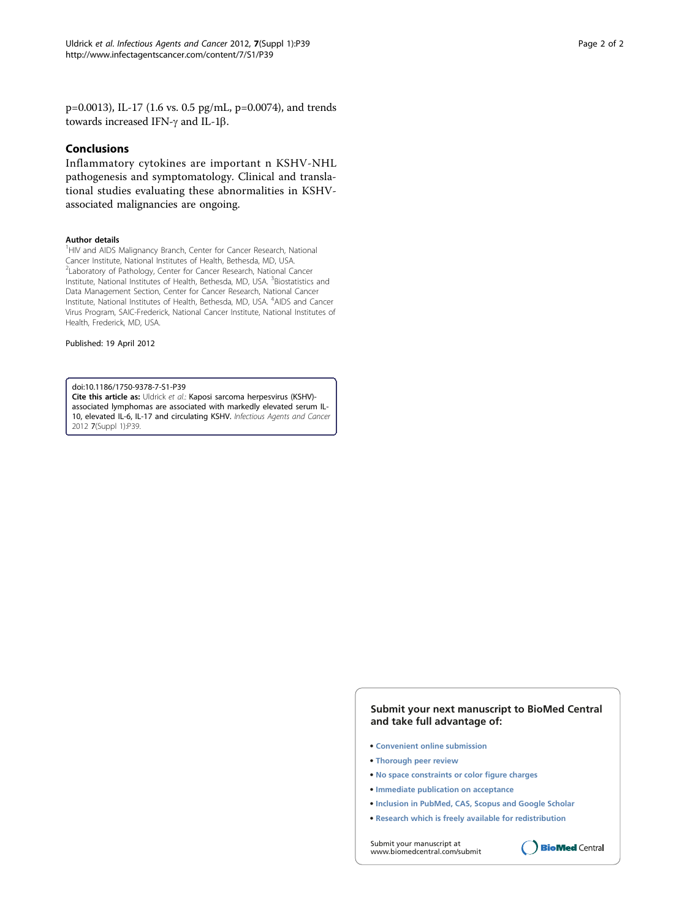p=0.0013), IL-17 (1.6 vs. 0.5 pg/mL, p=0.0074), and trends towards increased IFN-γ and IL-1β.

## Conclusions

Inflammatory cytokines are important n KSHV-NHL pathogenesis and symptomatology. Clinical and translational studies evaluating these abnormalities in KSHV-associated malignancies are ongoing.

**Author details**

[1]HIV and AIDS Malignancy Branch, Center for Cancer Research, National Cancer Institute, National Institutes of Health, Bethesda, MD, USA. [2]Laboratory of Pathology, Center for Cancer Research, National Cancer Institute, National Institutes of Health, Bethesda, MD, USA. [3]Biostatistics and Data Management Section, Center for Cancer Research, National Cancer Institute, National Institutes of Health, Bethesda, MD, USA. [4]AIDS and Cancer Virus Program, SAIC-Frederick, National Cancer Institute, National Institutes of Health, Frederick, MD, USA.

Published: 19 April 2012

doi:10.1186/1750-9378-7-S1-P39

**Cite this article as:** Uldrick *et al.*: Kaposi sarcoma herpesvirus (KSHV)-associated lymphomas are associated with markedly elevated serum IL-10, elevated IL-6, IL-17 and circulating KSHV. *Infectious Agents and Cancer* 2012 **7**(Suppl 1):P39.

**Submit your next manuscript to BioMed Central and take full advantage of:**

- Convenient online submission
- Thorough peer review
- No space constraints or color figure charges
- Immediate publication on acceptance
- Inclusion in PubMed, CAS, Scopus and Google Scholar
- Research which is freely available for redistribution

Submit your manuscript at www.biomedcentral.com/submit

BioMed Central